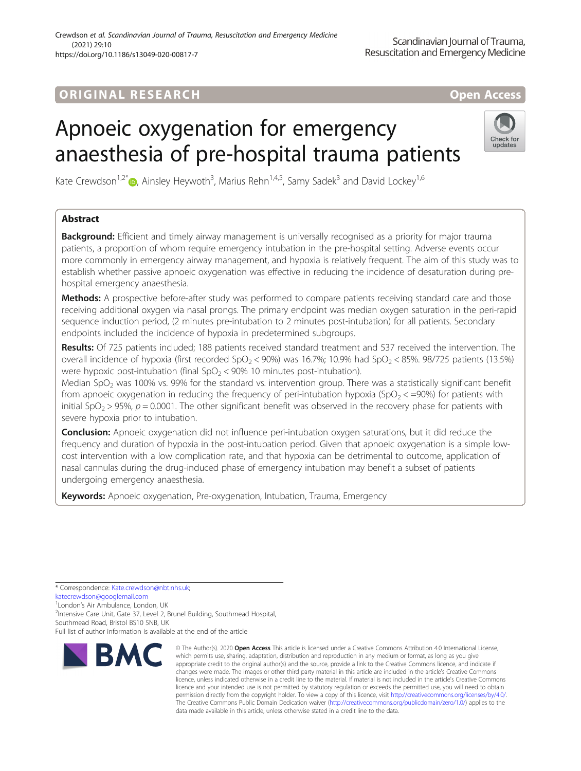ORIGINAL RESEARCH

Open Access

# Apnoeic oxygenation for emergency anaesthesia of pre-hospital trauma patients

Kate Crewdson[1,2*], Ainsley Heywoth[3], Marius Rehn[1,4,5], Samy Sadek[3] and David Lockey[1,6]

## Abstract

**Background:** Efficient and timely airway management is universally recognised as a priority for major trauma patients, a proportion of whom require emergency intubation in the pre-hospital setting. Adverse events occur more commonly in emergency airway management, and hypoxia is relatively frequent. The aim of this study was to establish whether passive apnoeic oxygenation was effective in reducing the incidence of desaturation during pre-hospital emergency anaesthesia.

**Methods:** A prospective before-after study was performed to compare patients receiving standard care and those receiving additional oxygen via nasal prongs. The primary endpoint was median oxygen saturation in the peri-rapid sequence induction period, (2 minutes pre-intubation to 2 minutes post-intubation) for all patients. Secondary endpoints included the incidence of hypoxia in predetermined subgroups.

**Results:** Of 725 patients included; 188 patients received standard treatment and 537 received the intervention. The overall incidence of hypoxia (first recorded $SpO_2 < 90\%$) was 16.7%; 10.9% had $SpO_2 < 85\%$. 98/725 patients (13.5%) were hypoxic post-intubation (final $SpO_2 < 90\%$ 10 minutes post-intubation).

Median $SpO_2$ was 100% vs. 99% for the standard vs. intervention group. There was a statistically significant benefit from apnoeic oxygenation in reducing the frequency of peri-intubation hypoxia ($SpO_2 < =90\%$) for patients with initial $SpO_2 > 95\%$, $p = 0.0001$. The other significant benefit was observed in the recovery phase for patients with severe hypoxia prior to intubation.

**Conclusion:** Apnoeic oxygenation did not influence peri-intubation oxygen saturations, but it did reduce the frequency and duration of hypoxia in the post-intubation period. Given that apnoeic oxygenation is a simple low-cost intervention with a low complication rate, and that hypoxia can be detrimental to outcome, application of nasal cannulas during the drug-induced phase of emergency intubation may benefit a subset of patients undergoing emergency anaesthesia.

**Keywords:** Apnoeic oxygenation, Pre-oxygenation, Intubation, Trauma, Emergency

\* Correspondence: Kate.crewdson@nbt.nhs.uk; katecrewdson@googlemail.com

[1]London's Air Ambulance, London, UK

[2]Intensive Care Unit, Gate 37, Level 2, Brunel Building, Southmead Hospital, Southmead Road, Bristol BS10 5NB, UK

Full list of author information is available at the end of the article

© The Author(s). 2020 **Open Access** This article is licensed under a Creative Commons Attribution 4.0 International License, which permits use, sharing, adaptation, distribution and reproduction in any medium or format, as long as you give appropriate credit to the original author(s) and the source, provide a link to the Creative Commons licence, and indicate if changes were made. The images or other third party material in this article are included in the article's Creative Commons licence, unless indicated otherwise in a credit line to the material. If material is not included in the article's Creative Commons licence and your intended use is not permitted by statutory regulation or exceeds the permitted use, you will need to obtain permission directly from the copyright holder. To view a copy of this licence, visit http://creativecommons.org/licenses/by/4.0/. The Creative Commons Public Domain Dedication waiver (http://creativecommons.org/publicdomain/zero/1.0/) applies to the data made available in this article, unless otherwise stated in a credit line to the data.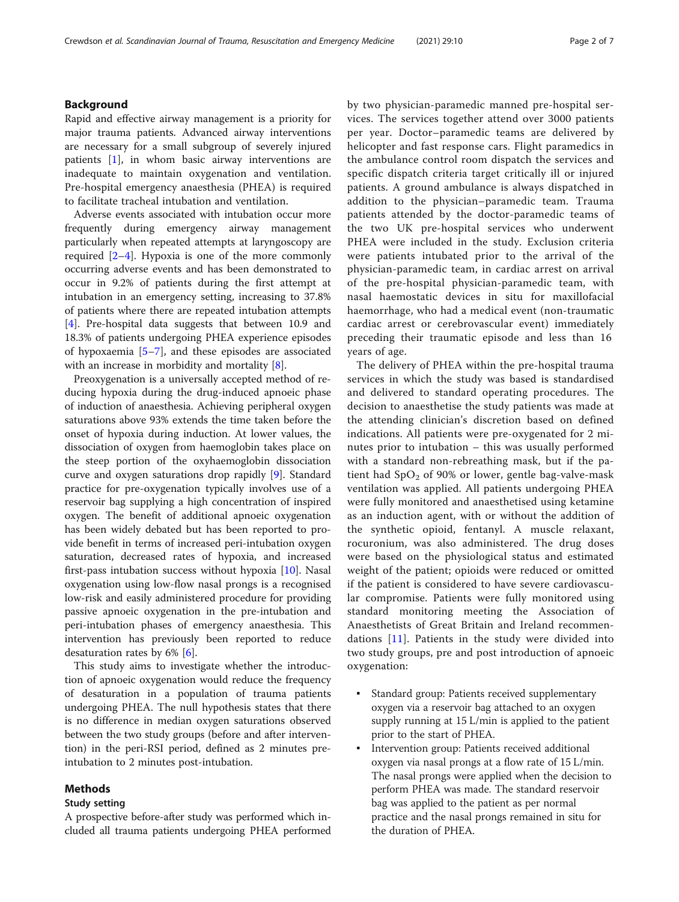## Background

Rapid and effective airway management is a priority for major trauma patients. Advanced airway interventions are necessary for a small subgroup of severely injured patients [1], in whom basic airway interventions are inadequate to maintain oxygenation and ventilation. Pre-hospital emergency anaesthesia (PHEA) is required to facilitate tracheal intubation and ventilation.

Adverse events associated with intubation occur more frequently during emergency airway management particularly when repeated attempts at laryngoscopy are required [2–4]. Hypoxia is one of the more commonly occurring adverse events and has been demonstrated to occur in 9.2% of patients during the first attempt at intubation in an emergency setting, increasing to 37.8% of patients where there are repeated intubation attempts [4]. Pre-hospital data suggests that between 10.9 and 18.3% of patients undergoing PHEA experience episodes of hypoxaemia [5–7], and these episodes are associated with an increase in morbidity and mortality [8].

Preoxygenation is a universally accepted method of reducing hypoxia during the drug-induced apnoeic phase of induction of anaesthesia. Achieving peripheral oxygen saturations above 93% extends the time taken before the onset of hypoxia during induction. At lower values, the dissociation of oxygen from haemoglobin takes place on the steep portion of the oxyhaemoglobin dissociation curve and oxygen saturations drop rapidly [9]. Standard practice for pre-oxygenation typically involves use of a reservoir bag supplying a high concentration of inspired oxygen. The benefit of additional apnoeic oxygenation has been widely debated but has been reported to provide benefit in terms of increased peri-intubation oxygen saturation, decreased rates of hypoxia, and increased first-pass intubation success without hypoxia [10]. Nasal oxygenation using low-flow nasal prongs is a recognised low-risk and easily administered procedure for providing passive apnoeic oxygenation in the pre-intubation and peri-intubation phases of emergency anaesthesia. This intervention has previously been reported to reduce desaturation rates by 6% [6].

This study aims to investigate whether the introduction of apnoeic oxygenation would reduce the frequency of desaturation in a population of trauma patients undergoing PHEA. The null hypothesis states that there is no difference in median oxygen saturations observed between the two study groups (before and after intervention) in the peri-RSI period, defined as 2 minutes pre-intubation to 2 minutes post-intubation.

## Methods

### Study setting

A prospective before-after study was performed which included all trauma patients undergoing PHEA performed by two physician-paramedic manned pre-hospital services. The services together attend over 3000 patients per year. Doctor–paramedic teams are delivered by helicopter and fast response cars. Flight paramedics in the ambulance control room dispatch the services and specific dispatch criteria target critically ill or injured patients. A ground ambulance is always dispatched in addition to the physician–paramedic team. Trauma patients attended by the doctor-paramedic teams of the two UK pre-hospital services who underwent PHEA were included in the study. Exclusion criteria were patients intubated prior to the arrival of the physician-paramedic team, in cardiac arrest on arrival of the pre-hospital physician-paramedic team, with nasal haemostatic devices in situ for maxillofacial haemorrhage, who had a medical event (non-traumatic cardiac arrest or cerebrovascular event) immediately preceding their traumatic episode and less than 16 years of age.

The delivery of PHEA within the pre-hospital trauma services in which the study was based is standardised and delivered to standard operating procedures. The decision to anaesthetise the study patients was made at the attending clinician's discretion based on defined indications. All patients were pre-oxygenated for 2 minutes prior to intubation – this was usually performed with a standard non-rebreathing mask, but if the patient had $SpO_2$ of 90% or lower, gentle bag-valve-mask ventilation was applied. All patients undergoing PHEA were fully monitored and anaesthetised using ketamine as an induction agent, with or without the addition of the synthetic opioid, fentanyl. A muscle relaxant, rocuronium, was also administered. The drug doses were based on the physiological status and estimated weight of the patient; opioids were reduced or omitted if the patient is considered to have severe cardiovascular compromise. Patients were fully monitored using standard monitoring meeting the Association of Anaesthetists of Great Britain and Ireland recommendations [11]. Patients in the study were divided into two study groups, pre and post introduction of apnoeic oxygenation:

- Standard group: Patients received supplementary oxygen via a reservoir bag attached to an oxygen supply running at 15 L/min is applied to the patient prior to the start of PHEA.
- Intervention group: Patients received additional oxygen via nasal prongs at a flow rate of 15 L/min. The nasal prongs were applied when the decision to perform PHEA was made. The standard reservoir bag was applied to the patient as per normal practice and the nasal prongs remained in situ for the duration of PHEA.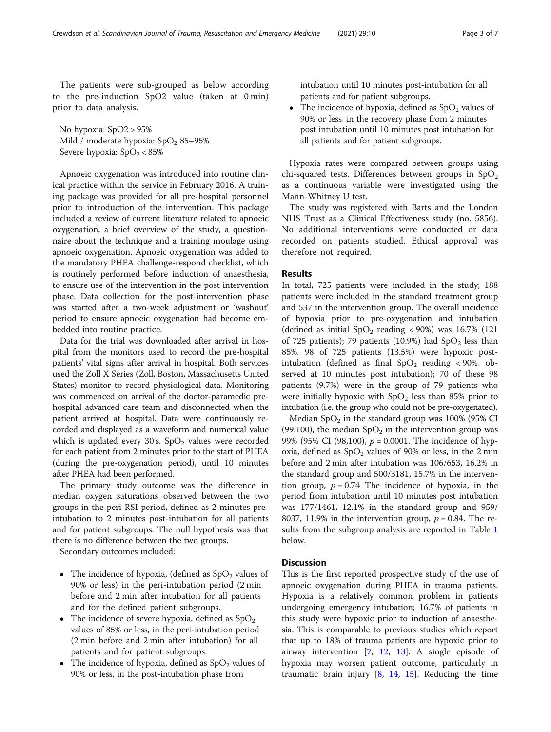The patients were sub-grouped as below according to the pre-induction SpO2 value (taken at 0 min) prior to data analysis.

No hypoxia: SpO2 > 95%
Mild / moderate hypoxia: $SpO_2$ 85–95%
Severe hypoxia: $SpO_2 < 85\%$

Apnoeic oxygenation was introduced into routine clinical practice within the service in February 2016. A training package was provided for all pre-hospital personnel prior to introduction of the intervention. This package included a review of current literature related to apnoeic oxygenation, a brief overview of the study, a questionnaire about the technique and a training moulage using apnoeic oxygenation. Apnoeic oxygenation was added to the mandatory PHEA challenge-respond checklist, which is routinely performed before induction of anaesthesia, to ensure use of the intervention in the post intervention phase. Data collection for the post-intervention phase was started after a two-week adjustment or 'washout' period to ensure apnoeic oxygenation had become embedded into routine practice.

Data for the trial was downloaded after arrival in hospital from the monitors used to record the pre-hospital patients' vital signs after arrival in hospital. Both services used the Zoll X Series (Zoll, Boston, Massachusetts United States) monitor to record physiological data. Monitoring was commenced on arrival of the doctor-paramedic pre-hospital advanced care team and disconnected when the patient arrived at hospital. Data were continuously recorded and displayed as a waveform and numerical value which is updated every 30 s. $SpO_2$ values were recorded for each patient from 2 minutes prior to the start of PHEA (during the pre-oxygenation period), until 10 minutes after PHEA had been performed.

The primary study outcome was the difference in median oxygen saturations observed between the two groups in the peri-RSI period, defined as 2 minutes pre-intubation to 2 minutes post-intubation for all patients and for patient subgroups. The null hypothesis was that there is no difference between the two groups.

Secondary outcomes included:

- The incidence of hypoxia, (defined as $SpO_2$ values of 90% or less) in the peri-intubation period (2 min before and 2 min after intubation for all patients and for the defined patient subgroups.
- The incidence of severe hypoxia, defined as $SpO_2$ values of 85% or less, in the peri-intubation period (2 min before and 2 min after intubation) for all patients and for patient subgroups.
- The incidence of hypoxia, defined as $SpO_2$ values of 90% or less, in the post-intubation phase from intubation until 10 minutes post-intubation for all patients and for patient subgroups.
- The incidence of hypoxia, defined as $SpO_2$ values of 90% or less, in the recovery phase from 2 minutes post intubation until 10 minutes post intubation for all patients and for patient subgroups.

Hypoxia rates were compared between groups using chi-squared tests. Differences between groups in $SpO_2$ as a continuous variable were investigated using the Mann-Whitney U test.

The study was registered with Barts and the London NHS Trust as a Clinical Effectiveness study (no. 5856). No additional interventions were conducted or data recorded on patients studied. Ethical approval was therefore not required.

## Results

In total, 725 patients were included in the study; 188 patients were included in the standard treatment group and 537 in the intervention group. The overall incidence of hypoxia prior to pre-oxygenation and intubation (defined as initial $SpO_2$ reading < 90%) was 16.7% (121 of 725 patients); 79 patients (10.9%) had $SpO_2$ less than 85%. 98 of 725 patients (13.5%) were hypoxic post-intubation (defined as final $SpO_2$ reading < 90%, observed at 10 minutes post intubation); 70 of these 98 patients (9.7%) were in the group of 79 patients who were initially hypoxic with $SpO_2$ less than 85% prior to intubation (i.e. the group who could not be pre-oxygenated).

Median $SpO_2$ in the standard group was 100% (95% CI (99,100), the median $SpO_2$ in the intervention group was 99% (95% CI (98,100), $p = 0.0001$. The incidence of hypoxia, defined as $SpO_2$ values of 90% or less, in the 2 min before and 2 min after intubation was 106/653, 16.2% in the standard group and 500/3181, 15.7% in the intervention group, $p = 0.74$ The incidence of hypoxia, in the period from intubation until 10 minutes post intubation was 177/1461, 12.1% in the standard group and 959/8037, 11.9% in the intervention group, $p = 0.84$. The results from the subgroup analysis are reported in Table 1 below.

## Discussion

This is the first reported prospective study of the use of apnoeic oxygenation during PHEA in trauma patients. Hypoxia is a relatively common problem in patients undergoing emergency intubation; 16.7% of patients in this study were hypoxic prior to induction of anaesthesia. This is comparable to previous studies which report that up to 18% of trauma patients are hypoxic prior to airway intervention [7, 12, 13]. A single episode of hypoxia may worsen patient outcome, particularly in traumatic brain injury [8, 14, 15]. Reducing the time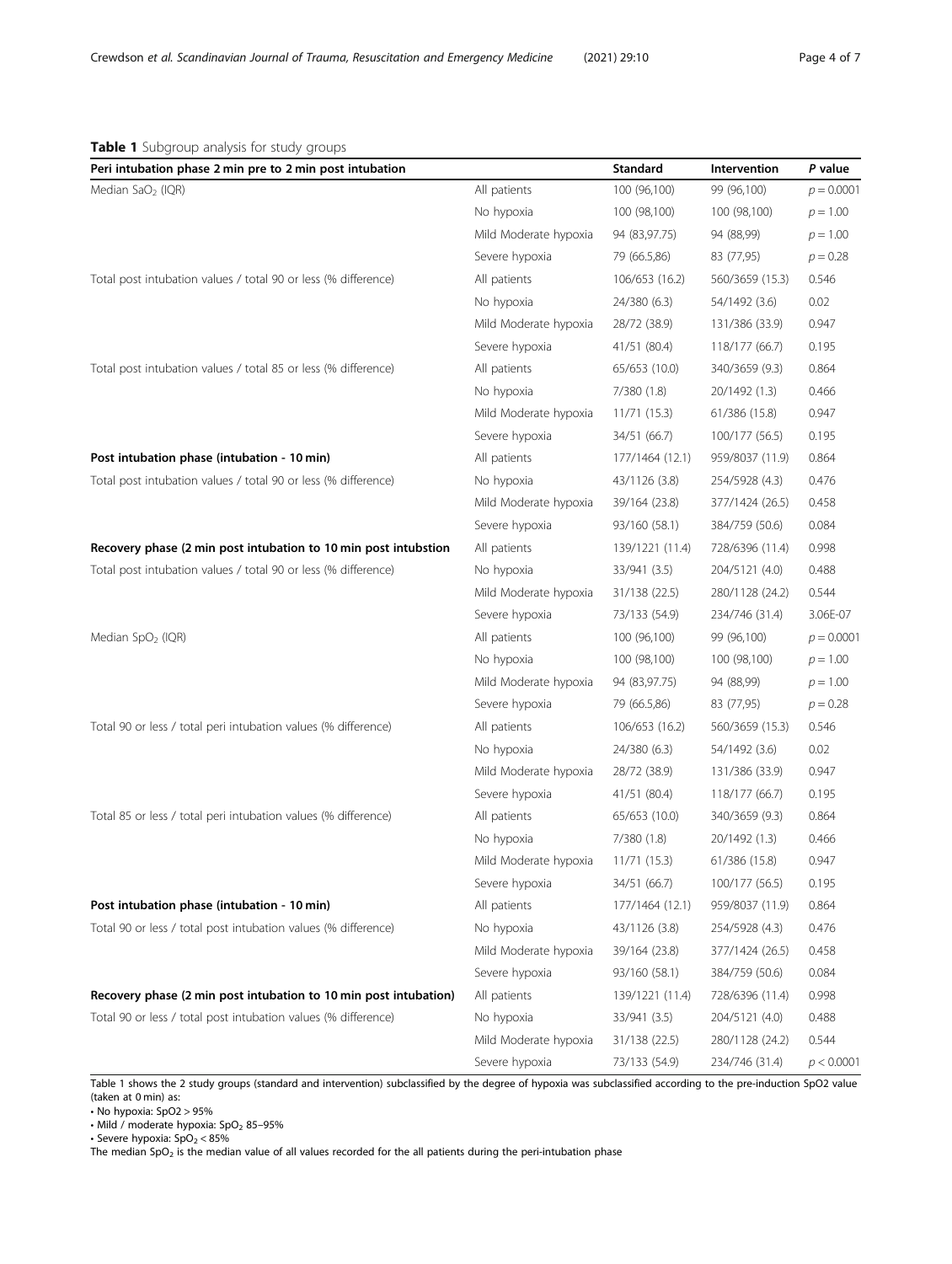**Table 1** Subgroup analysis for study groups

| Peri intubation phase 2 min pre to 2 min post intubation | | Standard | Intervention | *P* value |
|---|---|---|---|---|
| Median $SaO_2$ (IQR) | All patients | 100 (96,100) | 99 (96,100) | $p = 0.0001$ |
| | No hypoxia | 100 (98,100) | 100 (98,100) | $p = 1.00$ |
| | Mild Moderate hypoxia | 94 (83,97.75) | 94 (88,99) | $p = 1.00$ |
| | Severe hypoxia | 79 (66.5,86) | 83 (77,95) | $p = 0.28$ |
| Total post intubation values / total 90 or less (% difference) | All patients | 106/653 (16.2) | 560/3659 (15.3) | 0.546 |
| | No hypoxia | 24/380 (6.3) | 54/1492 (3.6) | 0.02 |
| | Mild Moderate hypoxia | 28/72 (38.9) | 131/386 (33.9) | 0.947 |
| | Severe hypoxia | 41/51 (80.4) | 118/177 (66.7) | 0.195 |
| Total post intubation values / total 85 or less (% difference) | All patients | 65/653 (10.0) | 340/3659 (9.3) | 0.864 |
| | No hypoxia | 7/380 (1.8) | 20/1492 (1.3) | 0.466 |
| | Mild Moderate hypoxia | 11/71 (15.3) | 61/386 (15.8) | 0.947 |
| | Severe hypoxia | 34/51 (66.7) | 100/177 (56.5) | 0.195 |
| **Post intubation phase (intubation - 10 min)** | All patients | 177/1464 (12.1) | 959/8037 (11.9) | 0.864 |
| Total post intubation values / total 90 or less (% difference) | No hypoxia | 43/1126 (3.8) | 254/5928 (4.3) | 0.476 |
| | Mild Moderate hypoxia | 39/164 (23.8) | 377/1424 (26.5) | 0.458 |
| | Severe hypoxia | 93/160 (58.1) | 384/759 (50.6) | 0.084 |
| **Recovery phase (2 min post intubation to 10 min post intubstion** | All patients | 139/1221 (11.4) | 728/6396 (11.4) | 0.998 |
| Total post intubation values / total 90 or less (% difference) | No hypoxia | 33/941 (3.5) | 204/5121 (4.0) | 0.488 |
| | Mild Moderate hypoxia | 31/138 (22.5) | 280/1128 (24.2) | 0.544 |
| | Severe hypoxia | 73/133 (54.9) | 234/746 (31.4) | 3.06E-07 |
| Median $SpO_2$ (IQR) | All patients | 100 (96,100) | 99 (96,100) | $p = 0.0001$ |
| | No hypoxia | 100 (98,100) | 100 (98,100) | $p = 1.00$ |
| | Mild Moderate hypoxia | 94 (83,97.75) | 94 (88,99) | $p = 1.00$ |
| | Severe hypoxia | 79 (66.5,86) | 83 (77,95) | $p = 0.28$ |
| Total 90 or less / total peri intubation values (% difference) | All patients | 106/653 (16.2) | 560/3659 (15.3) | 0.546 |
| | No hypoxia | 24/380 (6.3) | 54/1492 (3.6) | 0.02 |
| | Mild Moderate hypoxia | 28/72 (38.9) | 131/386 (33.9) | 0.947 |
| | Severe hypoxia | 41/51 (80.4) | 118/177 (66.7) | 0.195 |
| Total 85 or less / total peri intubation values (% difference) | All patients | 65/653 (10.0) | 340/3659 (9.3) | 0.864 |
| | No hypoxia | 7/380 (1.8) | 20/1492 (1.3) | 0.466 |
| | Mild Moderate hypoxia | 11/71 (15.3) | 61/386 (15.8) | 0.947 |
| | Severe hypoxia | 34/51 (66.7) | 100/177 (56.5) | 0.195 |
| **Post intubation phase (intubation - 10 min)** | All patients | 177/1464 (12.1) | 959/8037 (11.9) | 0.864 |
| Total 90 or less / total post intubation values (% difference) | No hypoxia | 43/1126 (3.8) | 254/5928 (4.3) | 0.476 |
| | Mild Moderate hypoxia | 39/164 (23.8) | 377/1424 (26.5) | 0.458 |
| | Severe hypoxia | 93/160 (58.1) | 384/759 (50.6) | 0.084 |
| **Recovery phase (2 min post intubation to 10 min post intubation)** | All patients | 139/1221 (11.4) | 728/6396 (11.4) | 0.998 |
| Total 90 or less / total post intubation values (% difference) | No hypoxia | 33/941 (3.5) | 204/5121 (4.0) | 0.488 |
| | Mild Moderate hypoxia | 31/138 (22.5) | 280/1128 (24.2) | 0.544 |
| | Severe hypoxia | 73/133 (54.9) | 234/746 (31.4) | $p < 0.0001$ |

Table 1 shows the 2 study groups (standard and intervention) subclassified by the degree of hypoxia was subclassified according to the pre-induction SpO2 value (taken at 0 min) as:

- No hypoxia: SpO2 > 95%
- Mild / moderate hypoxia: $SpO_2$ 85–95%
- Severe hypoxia: $SpO_2$ < 85%

The median $SpO_2$ is the median value of all values recorded for the all patients during the peri-intubation phase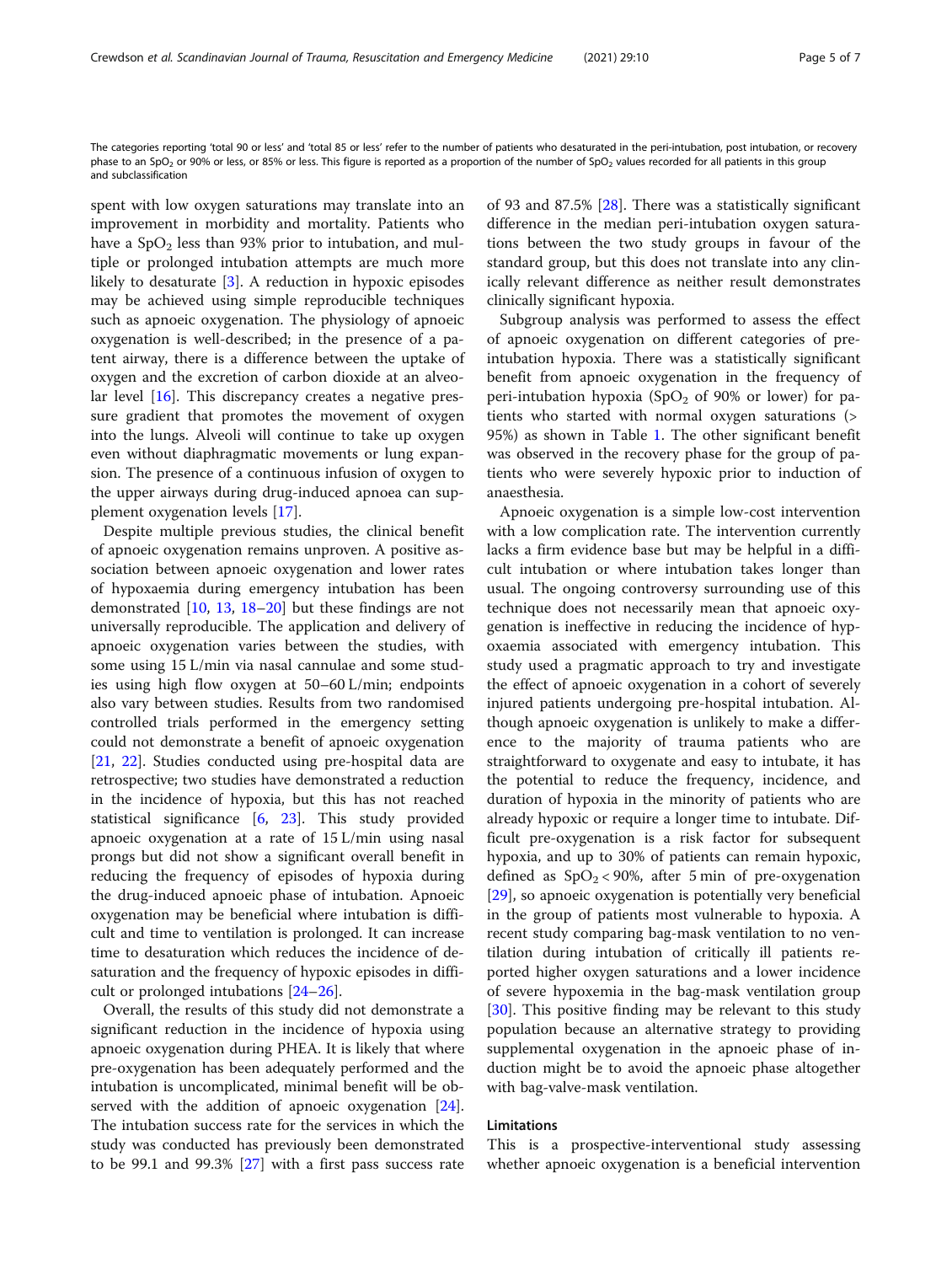The categories reporting 'total 90 or less' and 'total 85 or less' refer to the number of patients who desaturated in the peri-intubation, post intubation, or recovery phase to an $SpO_2$ or 90% or less, or 85% or less. This figure is reported as a proportion of the number of $SpO_2$ values recorded for all patients in this group and subclassification

spent with low oxygen saturations may translate into an improvement in morbidity and mortality. Patients who have a $SpO_2$ less than 93% prior to intubation, and multiple or prolonged intubation attempts are much more likely to desaturate [3]. A reduction in hypoxic episodes may be achieved using simple reproducible techniques such as apnoeic oxygenation. The physiology of apnoeic oxygenation is well-described; in the presence of a patent airway, there is a difference between the uptake of oxygen and the excretion of carbon dioxide at an alveolar level [16]. This discrepancy creates a negative pressure gradient that promotes the movement of oxygen into the lungs. Alveoli will continue to take up oxygen even without diaphragmatic movements or lung expansion. The presence of a continuous infusion of oxygen to the upper airways during drug-induced apnoea can supplement oxygenation levels [17].

Despite multiple previous studies, the clinical benefit of apnoeic oxygenation remains unproven. A positive association between apnoeic oxygenation and lower rates of hypoxaemia during emergency intubation has been demonstrated [10, 13, 18–20] but these findings are not universally reproducible. The application and delivery of apnoeic oxygenation varies between the studies, with some using 15 L/min via nasal cannulae and some studies using high flow oxygen at 50–60 L/min; endpoints also vary between studies. Results from two randomised controlled trials performed in the emergency setting could not demonstrate a benefit of apnoeic oxygenation [21, 22]. Studies conducted using pre-hospital data are retrospective; two studies have demonstrated a reduction in the incidence of hypoxia, but this has not reached statistical significance [6, 23]. This study provided apnoeic oxygenation at a rate of 15 L/min using nasal prongs but did not show a significant overall benefit in reducing the frequency of episodes of hypoxia during the drug-induced apnoeic phase of intubation. Apnoeic oxygenation may be beneficial where intubation is difficult and time to ventilation is prolonged. It can increase time to desaturation which reduces the incidence of desaturation and the frequency of hypoxic episodes in difficult or prolonged intubations [24–26].

Overall, the results of this study did not demonstrate a significant reduction in the incidence of hypoxia using apnoeic oxygenation during PHEA. It is likely that where pre-oxygenation has been adequately performed and the intubation is uncomplicated, minimal benefit will be observed with the addition of apnoeic oxygenation [24]. The intubation success rate for the services in which the study was conducted has previously been demonstrated to be 99.1 and 99.3% [27] with a first pass success rate of 93 and 87.5% [28]. There was a statistically significant difference in the median peri-intubation oxygen saturations between the two study groups in favour of the standard group, but this does not translate into any clinically relevant difference as neither result demonstrates clinically significant hypoxia.

Subgroup analysis was performed to assess the effect of apnoeic oxygenation on different categories of pre-intubation hypoxia. There was a statistically significant benefit from apnoeic oxygenation in the frequency of peri-intubation hypoxia ($SpO_2$ of 90% or lower) for patients who started with normal oxygen saturations (> 95%) as shown in Table 1. The other significant benefit was observed in the recovery phase for the group of patients who were severely hypoxic prior to induction of anaesthesia.

Apnoeic oxygenation is a simple low-cost intervention with a low complication rate. The intervention currently lacks a firm evidence base but may be helpful in a difficult intubation or where intubation takes longer than usual. The ongoing controversy surrounding use of this technique does not necessarily mean that apnoeic oxygenation is ineffective in reducing the incidence of hypoxaemia associated with emergency intubation. This study used a pragmatic approach to try and investigate the effect of apnoeic oxygenation in a cohort of severely injured patients undergoing pre-hospital intubation. Although apnoeic oxygenation is unlikely to make a difference to the majority of trauma patients who are straightforward to oxygenate and easy to intubate, it has the potential to reduce the frequency, incidence, and duration of hypoxia in the minority of patients who are already hypoxic or require a longer time to intubate. Difficult pre-oxygenation is a risk factor for subsequent hypoxia, and up to 30% of patients can remain hypoxic, defined as $SpO_2 < 90\%$, after 5 min of pre-oxygenation [29], so apnoeic oxygenation is potentially very beneficial in the group of patients most vulnerable to hypoxia. A recent study comparing bag-mask ventilation to no ventilation during intubation of critically ill patients reported higher oxygen saturations and a lower incidence of severe hypoxemia in the bag-mask ventilation group [30]. This positive finding may be relevant to this study population because an alternative strategy to providing supplemental oxygenation in the apnoeic phase of induction might be to avoid the apnoeic phase altogether with bag-valve-mask ventilation.

## Limitations

This is a prospective-interventional study assessing whether apnoeic oxygenation is a beneficial intervention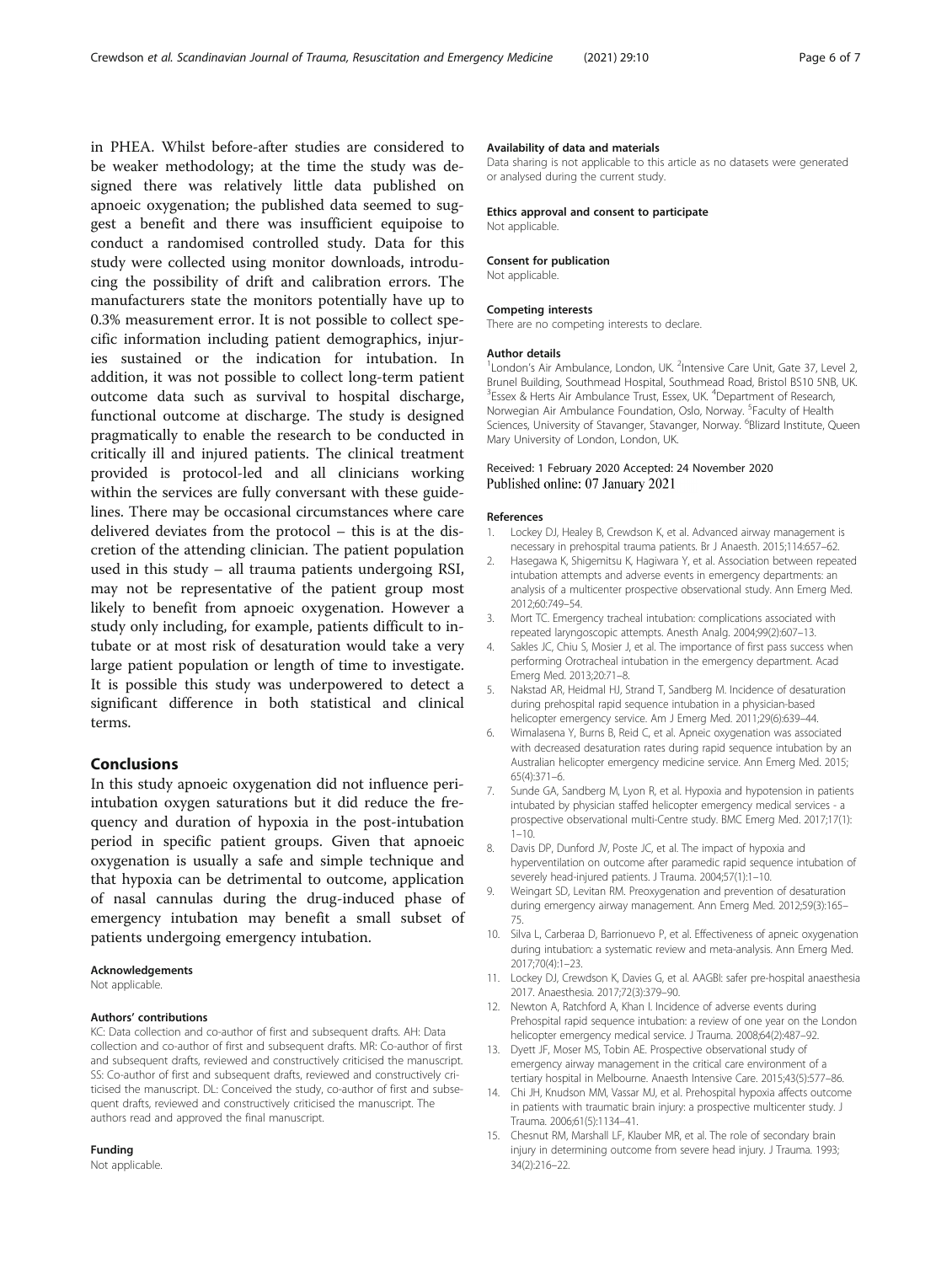in PHEA. Whilst before-after studies are considered to be weaker methodology; at the time the study was designed there was relatively little data published on apnoeic oxygenation; the published data seemed to suggest a benefit and there was insufficient equipoise to conduct a randomised controlled study. Data for this study were collected using monitor downloads, introducing the possibility of drift and calibration errors. The manufacturers state the monitors potentially have up to 0.3% measurement error. It is not possible to collect specific information including patient demographics, injuries sustained or the indication for intubation. In addition, it was not possible to collect long-term patient outcome data such as survival to hospital discharge, functional outcome at discharge. The study is designed pragmatically to enable the research to be conducted in critically ill and injured patients. The clinical treatment provided is protocol-led and all clinicians working within the services are fully conversant with these guidelines. There may be occasional circumstances where care delivered deviates from the protocol – this is at the discretion of the attending clinician. The patient population used in this study – all trauma patients undergoing RSI, may not be representative of the patient group most likely to benefit from apnoeic oxygenation. However a study only including, for example, patients difficult to intubate or at most risk of desaturation would take a very large patient population or length of time to investigate. It is possible this study was underpowered to detect a significant difference in both statistical and clinical terms.

## Conclusions

In this study apnoeic oxygenation did not influence peri-intubation oxygen saturations but it did reduce the frequency and duration of hypoxia in the post-intubation period in specific patient groups. Given that apnoeic oxygenation is usually a safe and simple technique and that hypoxia can be detrimental to outcome, application of nasal cannulas during the drug-induced phase of emergency intubation may benefit a small subset of patients undergoing emergency intubation.

#### Acknowledgements

Not applicable.

#### Authors' contributions

KC: Data collection and co-author of first and subsequent drafts. AH: Data collection and co-author of first and subsequent drafts. MR: Co-author of first and subsequent drafts, reviewed and constructively criticised the manuscript. SS: Co-author of first and subsequent drafts, reviewed and constructively criticised the manuscript. DL: Conceived the study, co-author of first and subsequent drafts, reviewed and constructively criticised the manuscript. The authors read and approved the final manuscript.

#### Funding

Not applicable.

#### Availability of data and materials

Data sharing is not applicable to this article as no datasets were generated or analysed during the current study.

#### Ethics approval and consent to participate

Not applicable.

#### Consent for publication

Not applicable.

#### Competing interests

There are no competing interests to declare.

#### Author details

[1]London's Air Ambulance, London, UK. [2]Intensive Care Unit, Gate 37, Level 2, Brunel Building, Southmead Hospital, Southmead Road, Bristol BS10 5NB, UK. [3]Essex & Herts Air Ambulance Trust, Essex, UK. [4]Department of Research, Norwegian Air Ambulance Foundation, Oslo, Norway. [5]Faculty of Health Sciences, University of Stavanger, Stavanger, Norway. [6]Blizard Institute, Queen Mary University of London, London, UK.

Received: 1 February 2020 Accepted: 24 November 2020
Published online: 07 January 2021

#### References

1. Lockey DJ, Healey B, Crewdson K, et al. Advanced airway management is necessary in prehospital trauma patients. Br J Anaesth. 2015;114:657–62.
2. Hasegawa K, Shigemitsu K, Hagiwara Y, et al. Association between repeated intubation attempts and adverse events in emergency departments: an analysis of a multicenter prospective observational study. Ann Emerg Med. 2012;60:749–54.
3. Mort TC. Emergency tracheal intubation: complications associated with repeated laryngoscopic attempts. Anesth Analg. 2004;99(2):607–13.
4. Sakles JC, Chiu S, Mosier J, et al. The importance of first pass success when performing Orotracheal intubation in the emergency department. Acad Emerg Med. 2013;20:71–8.
5. Nakstad AR, Heidmal HJ, Strand T, Sandberg M. Incidence of desaturation during prehospital rapid sequence intubation in a physician-based helicopter emergency service. Am J Emerg Med. 2011;29(6):639–44.
6. Wimalasena Y, Burns B, Reid C, et al. Apneic oxygenation was associated with decreased desaturation rates during rapid sequence intubation by an Australian helicopter emergency medicine service. Ann Emerg Med. 2015; 65(4):371–6.
7. Sunde GA, Sandberg M, Lyon R, et al. Hypoxia and hypotension in patients intubated by physician staffed helicopter emergency medical services - a prospective observational multi-Centre study. BMC Emerg Med. 2017;17(1): 1–10.
8. Davis DP, Dunford JV, Poste JC, et al. The impact of hypoxia and hyperventilation on outcome after paramedic rapid sequence intubation of severely head-injured patients. J Trauma. 2004;57(1):1–10.
9. Weingart SD, Levitan RM. Preoxygenation and prevention of desaturation during emergency airway management. Ann Emerg Med. 2012;59(3):165–75.
10. Silva L, Carberaa D, Barrionuevo P, et al. Effectiveness of apneic oxygenation during intubation: a systematic review and meta-analysis. Ann Emerg Med. 2017;70(4):1–23.
11. Lockey DJ, Crewdson K, Davies G, et al. AAGBI: safer pre-hospital anaesthesia 2017. Anaesthesia. 2017;72(3):379–90.
12. Newton A, Ratchford A, Khan I. Incidence of adverse events during Prehospital rapid sequence intubation: a review of one year on the London helicopter emergency medical service. J Trauma. 2008;64(2):487–92.
13. Dyett JF, Moser MS, Tobin AE. Prospective observational study of emergency airway management in the critical care environment of a tertiary hospital in Melbourne. Anaesth Intensive Care. 2015;43(5):577–86.
14. Chi JH, Knudson MM, Vassar MJ, et al. Prehospital hypoxia affects outcome in patients with traumatic brain injury: a prospective multicenter study. J Trauma. 2006;61(5):1134–41.
15. Chesnut RM, Marshall LF, Klauber MR, et al. The role of secondary brain injury in determining outcome from severe head injury. J Trauma. 1993; 34(2):216–22.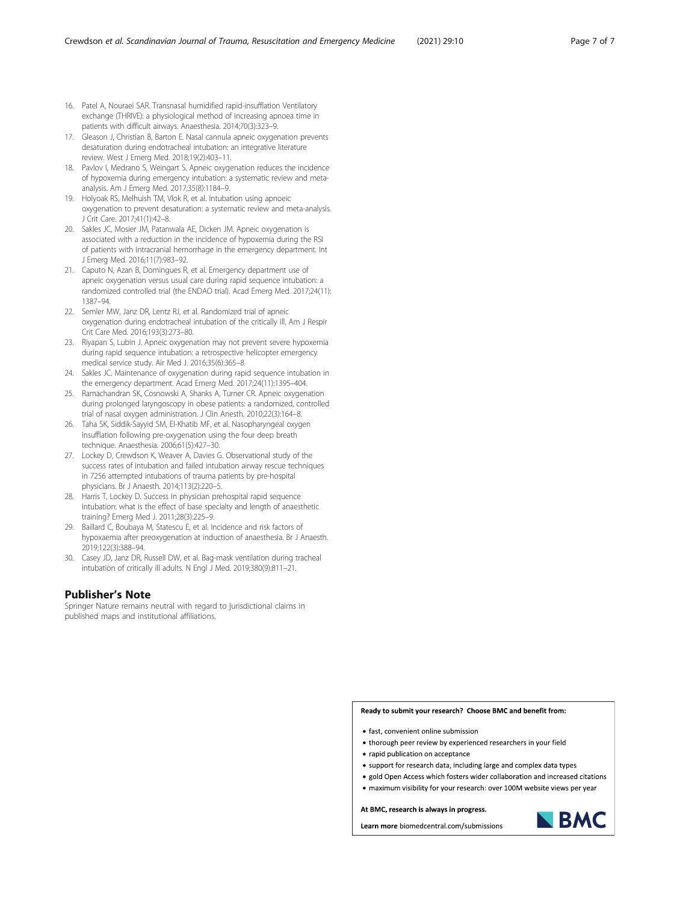16. Patel A, Nouraei SAR. Transnasal humidified rapid-insufflation Ventilatory exchange (THRIVE): a physiological method of increasing apnoea time in patients with difficult airways. Anaesthesia. 2014;70(3):323–9.
17. Gleason J, Christian B, Barton E. Nasal cannula apneic oxygenation prevents desaturation during endotracheal intubation: an integrative literature review. West J Emerg Med. 2018;19(2):403–11.
18. Pavlov I, Medrano S, Weingart S. Apneic oxygenation reduces the incidence of hypoxemia during emergency intubation: a systematic review and meta-analysis. Am J Emerg Med. 2017;35(8):1184–9.
19. Holyoak RS, Melhuish TM, Vlok R, et al. Intubation using apnoeic oxygenation to prevent desaturation: a systematic review and meta-analysis. J Crit Care. 2017;41(1):42–8.
20. Sakles JC, Mosier JM, Patanwala AE, Dicken JM. Apneic oxygenation is associated with a reduction in the incidence of hypoxemia during the RSI of patients with intracranial hemorrhage in the emergency department. Int J Emerg Med. 2016;11(7):983–92.
21. Caputo N, Azan B, Domingues R, et al. Emergency department use of apneic oxygenation versus usual care during rapid sequence intubation: a randomized controlled trial (the ENDAO trial). Acad Emerg Med. 2017;24(11): 1387–94.
22. Semler MW, Janz DR, Lentz RJ, et al. Randomized trial of apneic oxygenation during endotracheal intubation of the critically ill. Am J Respir Crit Care Med. 2016;193(3):273–80.
23. Riyapan S, Lubin J. Apneic oxygenation may not prevent severe hypoxemia during rapid sequence intubation: a retrospective helicopter emergency medical service study. Air Med J. 2016;35(6):365–8.
24. Sakles JC. Maintenance of oxygenation during rapid sequence intubation in the emergency department. Acad Emerg Med. 2017;24(11):1395–404.
25. Ramachandran SK, Cosnowski A, Shanks A, Turner CR. Apneic oxygenation during prolonged laryngoscopy in obese patients: a randomized, controlled trial of nasal oxygen administration. J Clin Anesth. 2010;22(3):164–8.
26. Taha SK, Siddik-Sayyid SM, El-Khatib MF, et al. Nasopharyngeal oxygen insufflation following pre-oxygenation using the four deep breath technique. Anaesthesia. 2006;61(5):427–30.
27. Lockey D, Crewdson K, Weaver A, Davies G. Observational study of the success rates of intubation and failed intubation airway rescue techniques in 7256 attempted intubations of trauma patients by pre-hospital physicians. Br J Anaesth. 2014;113(2):220–5.
28. Harris T, Lockey D. Success in physician prehospital rapid sequence intubation: what is the effect of base specialty and length of anaesthetic training? Emerg Med J. 2011;28(3):225–9.
29. Baillard C, Boubaya M, Statescu E, et al. Incidence and risk factors of hypoxaemia after preoxygenation at induction of anaesthesia. Br J Anaesth. 2019;122(3):388–94.
30. Casey JD, Janz DR, Russell DW, et al. Bag-mask ventilation during tracheal intubation of critically ill adults. N Engl J Med. 2019;380(9):811–21.

## Publisher's Note

Springer Nature remains neutral with regard to jurisdictional claims in published maps and institutional affiliations.

**Ready to submit your research? Choose BMC and benefit from:**

- fast, convenient online submission
- thorough peer review by experienced researchers in your field
- rapid publication on acceptance
- support for research data, including large and complex data types
- gold Open Access which fosters wider collaboration and increased citations
- maximum visibility for your research: over 100M website views per year

**At BMC, research is always in progress.**

**Learn more** biomedcentral.com/submissions

BMC